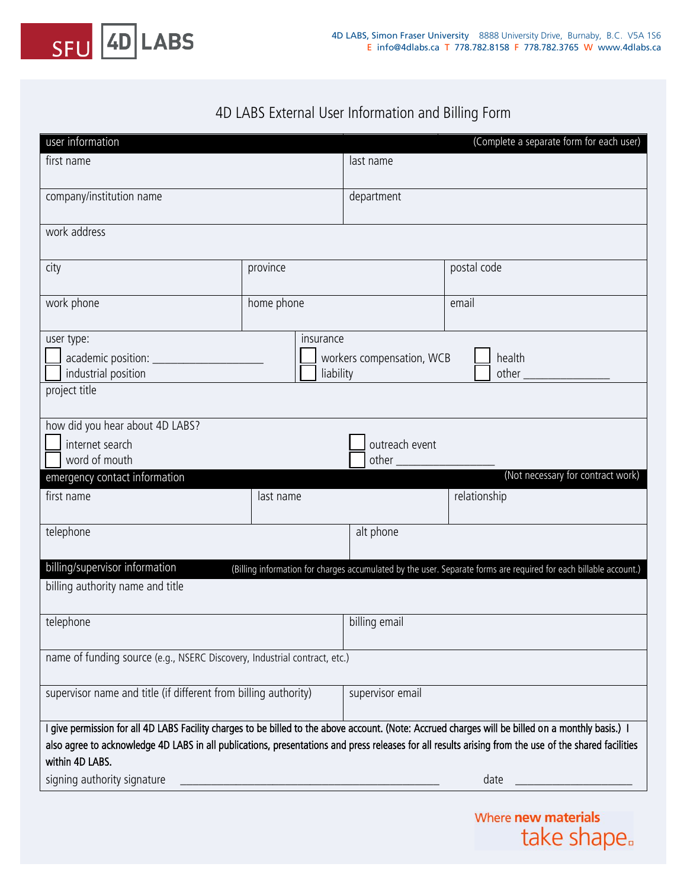SFU 4D LABS

4D LABS, Simon Fraser University 8888 University Drive, Burnaby, B.C. V5A 1S6
E info@4dlabs.ca T 778.782.8158 F 778.782.3765 W www.4dlabs.ca

# 4D LABS External User Information and Billing Form

## user information

(Complete a separate form for each user)

| first name | | last name |
|---|---|---|
| company/institution name | | department |
| work address | | |
| city | province | postal code |
| work phone | home phone | email |

user type:
- ☐ academic position: ___________________
- ☐ industrial position

insurance
- ☐ workers compensation, WCB
- ☐ liability
- ☐ health
- ☐ other _______________

project title

how did you hear about 4D LABS?
- ☐ internet search
- ☐ word of mouth
- ☐ outreach event
- ☐ other _______________

## emergency contact information

(Not necessary for contract work)

| first name | last name | relationship |
|---|---|---|
| telephone | alt phone | |

## billing/supervisor information

(Billing information for charges accumulated by the user. Separate forms are required for each billable account.)

| billing authority name and title | |
|---|---|
| telephone | billing email |
| name of funding source (e.g., NSERC Discovery, Industrial contract, etc.) | |
| supervisor name and title (if different from billing authority) | supervisor email |

I give permission for all 4D LABS Facility charges to be billed to the above account. (Note: Accrued charges will be billed on a monthly basis.) I also agree to acknowledge 4D LABS in all publications, presentations and press releases for all results arising from the use of the shared facilities within 4D LABS.

signing authority signature ______________________________ date ________________

Where **new materials** take shape.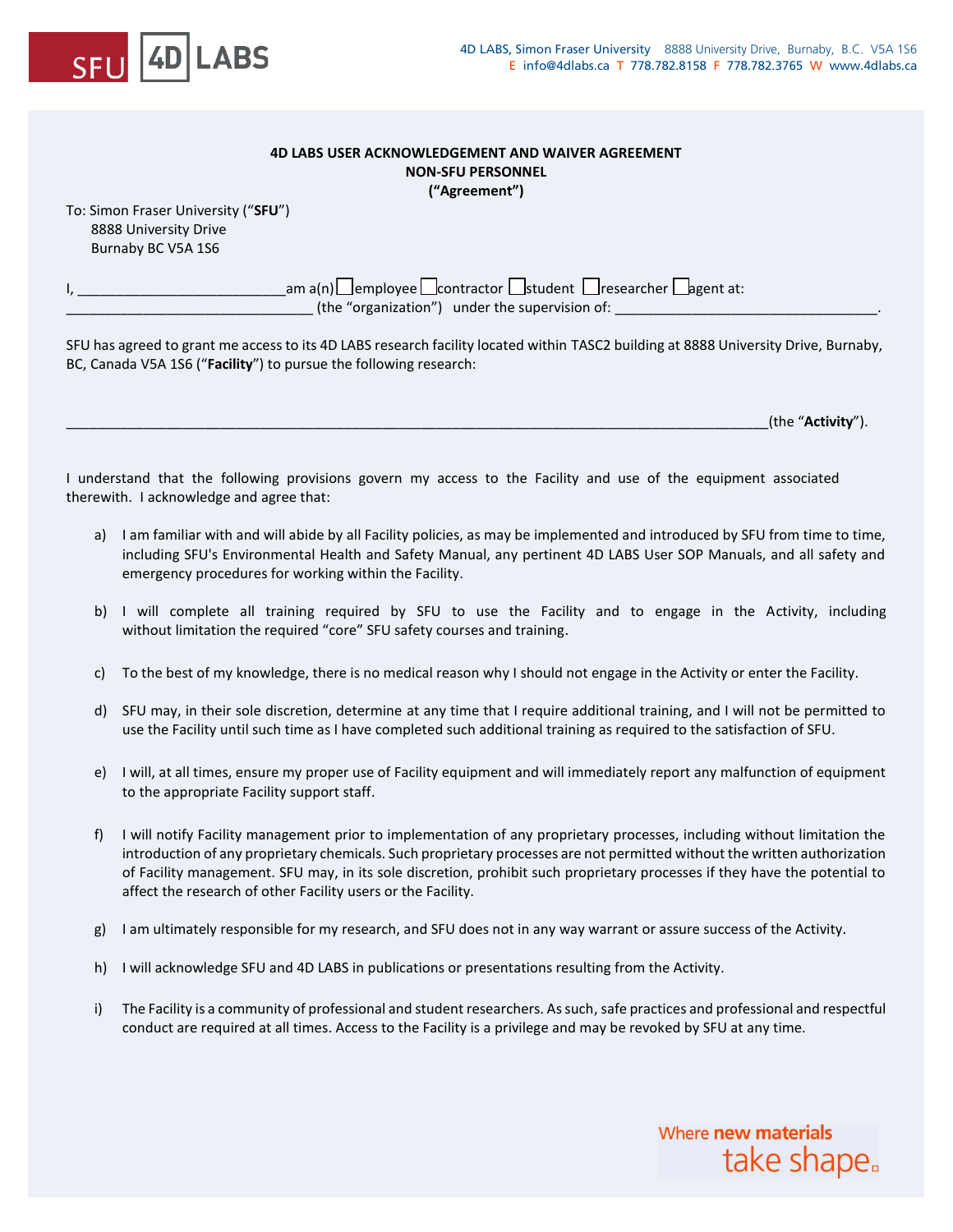**4D LABS USER ACKNOWLEDGEMENT AND WAIVER AGREEMENT**
**NON-SFU PERSONNEL**
**("Agreement")**

To: Simon Fraser University ("**SFU**")
8888 University Drive
Burnaby BC V5A 1S6

I, ___________________________am a(n) ☐employee ☐contractor ☐student ☐researcher ☐agent at:
________________________________ (the "organization") under the supervision of: __________________________________.

SFU has agreed to grant me access to its 4D LABS research facility located within TASC2 building at 8888 University Drive, Burnaby, BC, Canada V5A 1S6 ("**Facility**") to pursue the following research:

_____________________________________________________________________________________(the "**Activity**").

I understand that the following provisions govern my access to the Facility and use of the equipment associated therewith. I acknowledge and agree that:

a) I am familiar with and will abide by all Facility policies, as may be implemented and introduced by SFU from time to time, including SFU's Environmental Health and Safety Manual, any pertinent 4D LABS User SOP Manuals, and all safety and emergency procedures for working within the Facility.

b) I will complete all training required by SFU to use the Facility and to engage in the Activity, including without limitation the required "core" SFU safety courses and training.

c) To the best of my knowledge, there is no medical reason why I should not engage in the Activity or enter the Facility.

d) SFU may, in their sole discretion, determine at any time that I require additional training, and I will not be permitted to use the Facility until such time as I have completed such additional training as required to the satisfaction of SFU.

e) I will, at all times, ensure my proper use of Facility equipment and will immediately report any malfunction of equipment to the appropriate Facility support staff.

f) I will notify Facility management prior to implementation of any proprietary processes, including without limitation the introduction of any proprietary chemicals. Such proprietary processes are not permitted without the written authorization of Facility management. SFU may, in its sole discretion, prohibit such proprietary processes if they have the potential to affect the research of other Facility users or the Facility.

g) I am ultimately responsible for my research, and SFU does not in any way warrant or assure success of the Activity.

h) I will acknowledge SFU and 4D LABS in publications or presentations resulting from the Activity.

i) The Facility is a community of professional and student researchers. As such, safe practices and professional and respectful conduct are required at all times. Access to the Facility is a privilege and may be revoked by SFU at any time.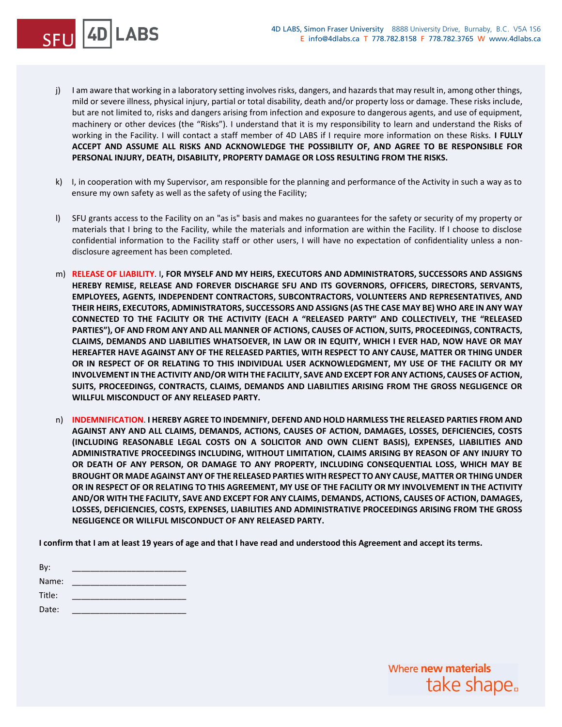j) I am aware that working in a laboratory setting involves risks, dangers, and hazards that may result in, among other things, mild or severe illness, physical injury, partial or total disability, death and/or property loss or damage. These risks include, but are not limited to, risks and dangers arising from infection and exposure to dangerous agents, and use of equipment, machinery or other devices (the "Risks"). I understand that it is my responsibility to learn and understand the Risks of working in the Facility. I will contact a staff member of 4D LABS if I require more information on these Risks. **I FULLY ACCEPT AND ASSUME ALL RISKS AND ACKNOWLEDGE THE POSSIBILITY OF, AND AGREE TO BE RESPONSIBLE FOR PERSONAL INJURY, DEATH, DISABILITY, PROPERTY DAMAGE OR LOSS RESULTING FROM THE RISKS.**

k) I, in cooperation with my Supervisor, am responsible for the planning and performance of the Activity in such a way as to ensure my own safety as well as the safety of using the Facility;

l) SFU grants access to the Facility on an "as is" basis and makes no guarantees for the safety or security of my property or materials that I bring to the Facility, while the materials and information are within the Facility. If I choose to disclose confidential information to the Facility staff or other users, I will have no expectation of confidentiality unless a non-disclosure agreement has been completed.

m) **RELEASE OF LIABILITY**. I, **FOR MYSELF AND MY HEIRS, EXECUTORS AND ADMINISTRATORS, SUCCESSORS AND ASSIGNS HEREBY REMISE, RELEASE AND FOREVER DISCHARGE SFU AND ITS GOVERNORS, OFFICERS, DIRECTORS, SERVANTS, EMPLOYEES, AGENTS, INDEPENDENT CONTRACTORS, SUBCONTRACTORS, VOLUNTEERS AND REPRESENTATIVES, AND THEIR HEIRS, EXECUTORS, ADMINISTRATORS, SUCCESSORS AND ASSIGNS (AS THE CASE MAY BE) WHO ARE IN ANY WAY CONNECTED TO THE FACILITY OR THE ACTIVITY (EACH A "RELEASED PARTY" AND COLLECTIVELY, THE "RELEASED PARTIES"), OF AND FROM ANY AND ALL MANNER OF ACTIONS, CAUSES OF ACTION, SUITS, PROCEEDINGS, CONTRACTS, CLAIMS, DEMANDS AND LIABILITIES WHATSOEVER, IN LAW OR IN EQUITY, WHICH I EVER HAD, NOW HAVE OR MAY HEREAFTER HAVE AGAINST ANY OF THE RELEASED PARTIES, WITH RESPECT TO ANY CAUSE, MATTER OR THING UNDER OR IN RESPECT OF OR RELATING TO THIS INDIVIDUAL USER ACKNOWLEDGMENT, MY USE OF THE FACILITY OR MY INVOLVEMENT IN THE ACTIVITY AND/OR WITH THE FACILITY, SAVE AND EXCEPT FOR ANY ACTIONS, CAUSES OF ACTION, SUITS, PROCEEDINGS, CONTRACTS, CLAIMS, DEMANDS AND LIABILITIES ARISING FROM THE GROSS NEGLIGENCE OR WILLFUL MISCONDUCT OF ANY RELEASED PARTY.**

n) **INDEMNIFICATION. I HEREBY AGREE TO INDEMNIFY, DEFEND AND HOLD HARMLESS THE RELEASED PARTIES FROM AND AGAINST ANY AND ALL CLAIMS, DEMANDS, ACTIONS, CAUSES OF ACTION, DAMAGES, LOSSES, DEFICIENCIES, COSTS (INCLUDING REASONABLE LEGAL COSTS ON A SOLICITOR AND OWN CLIENT BASIS), EXPENSES, LIABILITIES AND ADMINISTRATIVE PROCEEDINGS INCLUDING, WITHOUT LIMITATION, CLAIMS ARISING BY REASON OF ANY INJURY TO OR DEATH OF ANY PERSON, OR DAMAGE TO ANY PROPERTY, INCLUDING CONSEQUENTIAL LOSS, WHICH MAY BE BROUGHT OR MADE AGAINST ANY OF THE RELEASED PARTIES WITH RESPECT TO ANY CAUSE, MATTER OR THING UNDER OR IN RESPECT OF OR RELATING TO THIS AGREEMENT, MY USE OF THE FACILITY OR MY INVOLVEMENT IN THE ACTIVITY AND/OR WITH THE FACILITY, SAVE AND EXCEPT FOR ANY CLAIMS, DEMANDS, ACTIONS, CAUSES OF ACTION, DAMAGES, LOSSES, DEFICIENCIES, COSTS, EXPENSES, LIABILITIES AND ADMINISTRATIVE PROCEEDINGS ARISING FROM THE GROSS NEGLIGENCE OR WILLFUL MISCONDUCT OF ANY RELEASED PARTY.**

**I confirm that I am at least 19 years of age and that I have read and understood this Agreement and accept its terms.**

By: ________________________

Name: ________________________

Title: ________________________

Date: ________________________